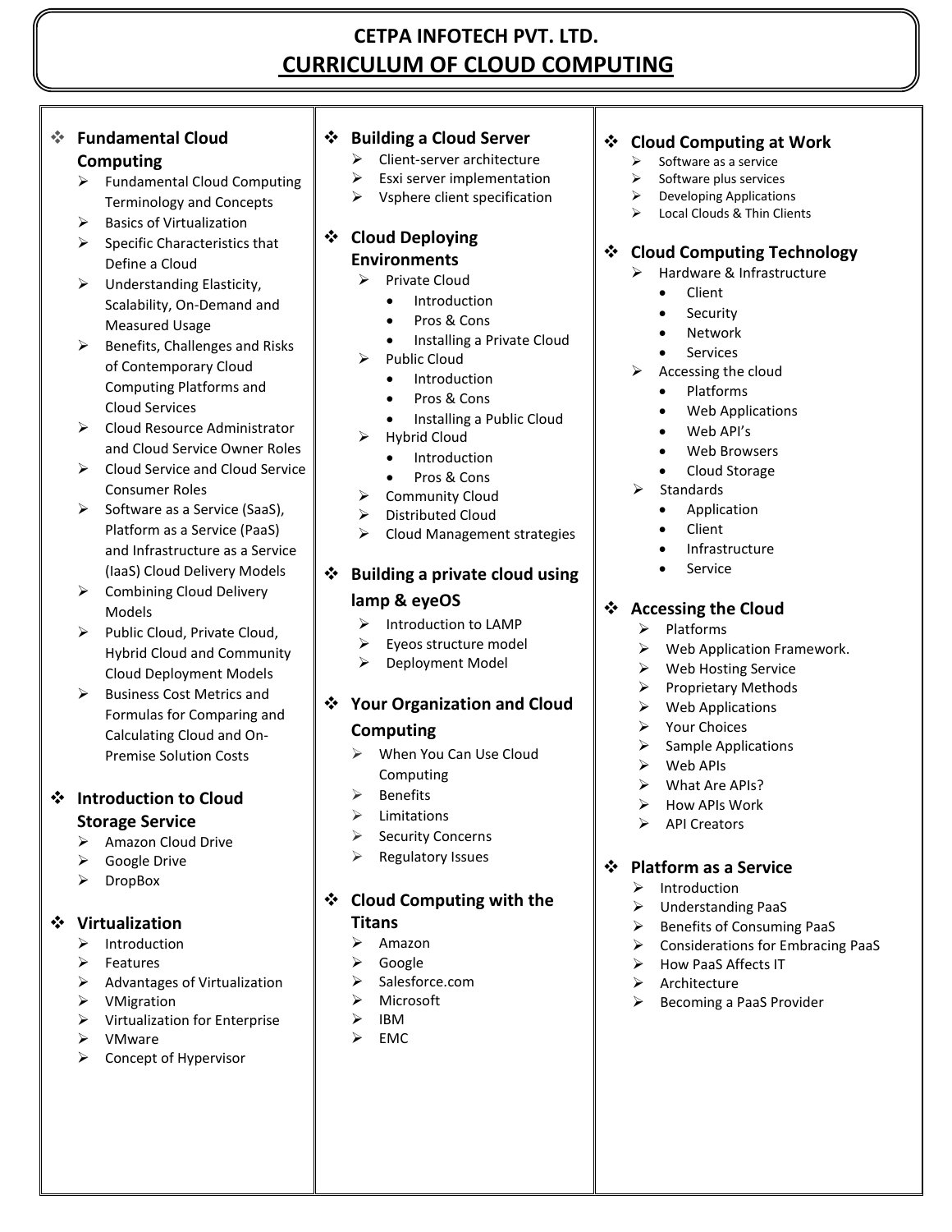# CETPA INFOTECH PVT. LTD.

## CURRICULUM OF CLOUD COMPUTING

### Fundamental Cloud Computing

- Fundamental Cloud Computing Terminology and Concepts
- Basics of Virtualization
- Specific Characteristics that Define a Cloud
- Understanding Elasticity, Scalability, On-Demand and Measured Usage
- Benefits, Challenges and Risks of Contemporary Cloud Computing Platforms and Cloud Services
- Cloud Resource Administrator and Cloud Service Owner Roles
- Cloud Service and Cloud Service Consumer Roles
- Software as a Service (SaaS), Platform as a Service (PaaS) and Infrastructure as a Service (IaaS) Cloud Delivery Models
- Combining Cloud Delivery Models
- Public Cloud, Private Cloud, Hybrid Cloud and Community Cloud Deployment Models
- Business Cost Metrics and Formulas for Comparing and Calculating Cloud and On-Premise Solution Costs

### Introduction to Cloud Storage Service

- Amazon Cloud Drive
- Google Drive
- DropBox

### Virtualization

- Introduction
- Features
- Advantages of Virtualization
- VMigration
- Virtualization for Enterprise
- VMware
- Concept of Hypervisor

### Building a Cloud Server

- Client-server architecture
- Esxi server implementation
- Vsphere client specification

### Cloud Deploying Environments

- Private Cloud
  - Introduction
  - Pros & Cons
  - Installing a Private Cloud
- Public Cloud
  - Introduction
  - Pros & Cons
  - Installing a Public Cloud
- Hybrid Cloud
  - Introduction
  - Pros & Cons
- Community Cloud
- Distributed Cloud
- Cloud Management strategies

### Building a private cloud using lamp & eyeOS

- Introduction to LAMP
- Eyeos structure model
- Deployment Model

### Your Organization and Cloud Computing

- When You Can Use Cloud Computing
- Benefits
- Limitations
- Security Concerns
- Regulatory Issues

### Cloud Computing with the Titans

- Amazon
- Google
- Salesforce.com
- Microsoft
- IBM
- EMC

### Cloud Computing at Work

- Software as a service
- Software plus services
- Developing Applications
- Local Clouds & Thin Clients

### Cloud Computing Technology

- Hardware & Infrastructure
  - Client
  - Security
  - Network
  - Services
- Accessing the cloud
  - Platforms
  - Web Applications
  - Web API's
  - Web Browsers
  - Cloud Storage
- Standards
  - Application
  - Client
  - Infrastructure
  - Service

### Accessing the Cloud

- Platforms
- Web Application Framework.
- Web Hosting Service
- Proprietary Methods
- Web Applications
- Your Choices
- Sample Applications
- Web APIs
- What Are APIs?
- How APIs Work
- API Creators

### Platform as a Service

- Introduction
- Understanding PaaS
- Benefits of Consuming PaaS
- Considerations for Embracing PaaS
- How PaaS Affects IT
- Architecture
- Becoming a PaaS Provider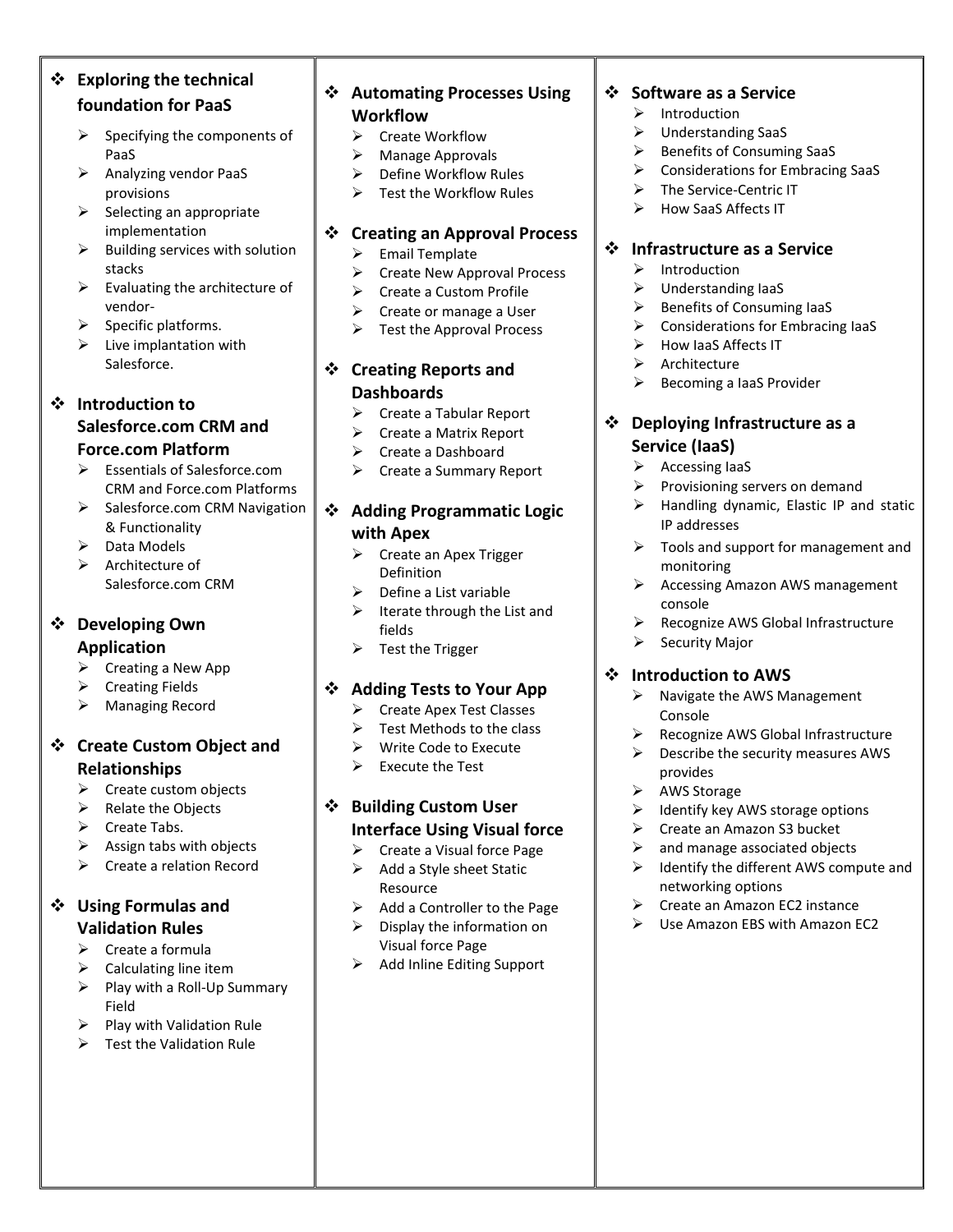### Exploring the technical foundation for PaaS

- Specifying the components of PaaS
- Analyzing vendor PaaS provisions
- Selecting an appropriate implementation
- Building services with solution stacks
- Evaluating the architecture of vendor-
- Specific platforms.
- Live implantation with Salesforce.

### Introduction to Salesforce.com CRM and Force.com Platform

- Essentials of Salesforce.com CRM and Force.com Platforms
- Salesforce.com CRM Navigation & Functionality
- Data Models
- Architecture of Salesforce.com CRM

### Developing Own Application

- Creating a New App
- Creating Fields
- Managing Record

### Create Custom Object and Relationships

- Create custom objects
- Relate the Objects
- Create Tabs.
- Assign tabs with objects
- Create a relation Record

### Using Formulas and Validation Rules

- Create a formula
- Calculating line item
- Play with a Roll-Up Summary Field
- Play with Validation Rule
- Test the Validation Rule

### Automating Processes Using Workflow

- Create Workflow
- Manage Approvals
- Define Workflow Rules
- Test the Workflow Rules

### Creating an Approval Process

- Email Template
- Create New Approval Process
- Create a Custom Profile
- Create or manage a User
- Test the Approval Process

### Creating Reports and Dashboards

- Create a Tabular Report
- Create a Matrix Report
- Create a Dashboard
- Create a Summary Report

### Adding Programmatic Logic with Apex

- Create an Apex Trigger Definition
- Define a List variable
- Iterate through the List and fields
- Test the Trigger

### Adding Tests to Your App

- Create Apex Test Classes
- Test Methods to the class
- Write Code to Execute
- Execute the Test

### Building Custom User Interface Using Visual force

- Create a Visual force Page
- Add a Style sheet Static Resource
- Add a Controller to the Page
- Display the information on Visual force Page
- Add Inline Editing Support

### Software as a Service

- Introduction
- Understanding SaaS
- Benefits of Consuming SaaS
- Considerations for Embracing SaaS
- The Service-Centric IT
- How SaaS Affects IT

### Infrastructure as a Service

- Introduction
- Understanding IaaS
- Benefits of Consuming IaaS
- Considerations for Embracing IaaS
- How IaaS Affects IT
- Architecture
- Becoming a IaaS Provider

### Deploying Infrastructure as a Service (IaaS)

- Accessing IaaS
- Provisioning servers on demand
- Handling dynamic, Elastic IP and static IP addresses
- Tools and support for management and monitoring
- Accessing Amazon AWS management console
- Recognize AWS Global Infrastructure
- Security Major

### Introduction to AWS

- Navigate the AWS Management Console
- Recognize AWS Global Infrastructure
- Describe the security measures AWS provides
- AWS Storage
- Identify key AWS storage options
- Create an Amazon S3 bucket
- and manage associated objects
- Identify the different AWS compute and networking options
- Create an Amazon EC2 instance
- Use Amazon EBS with Amazon EC2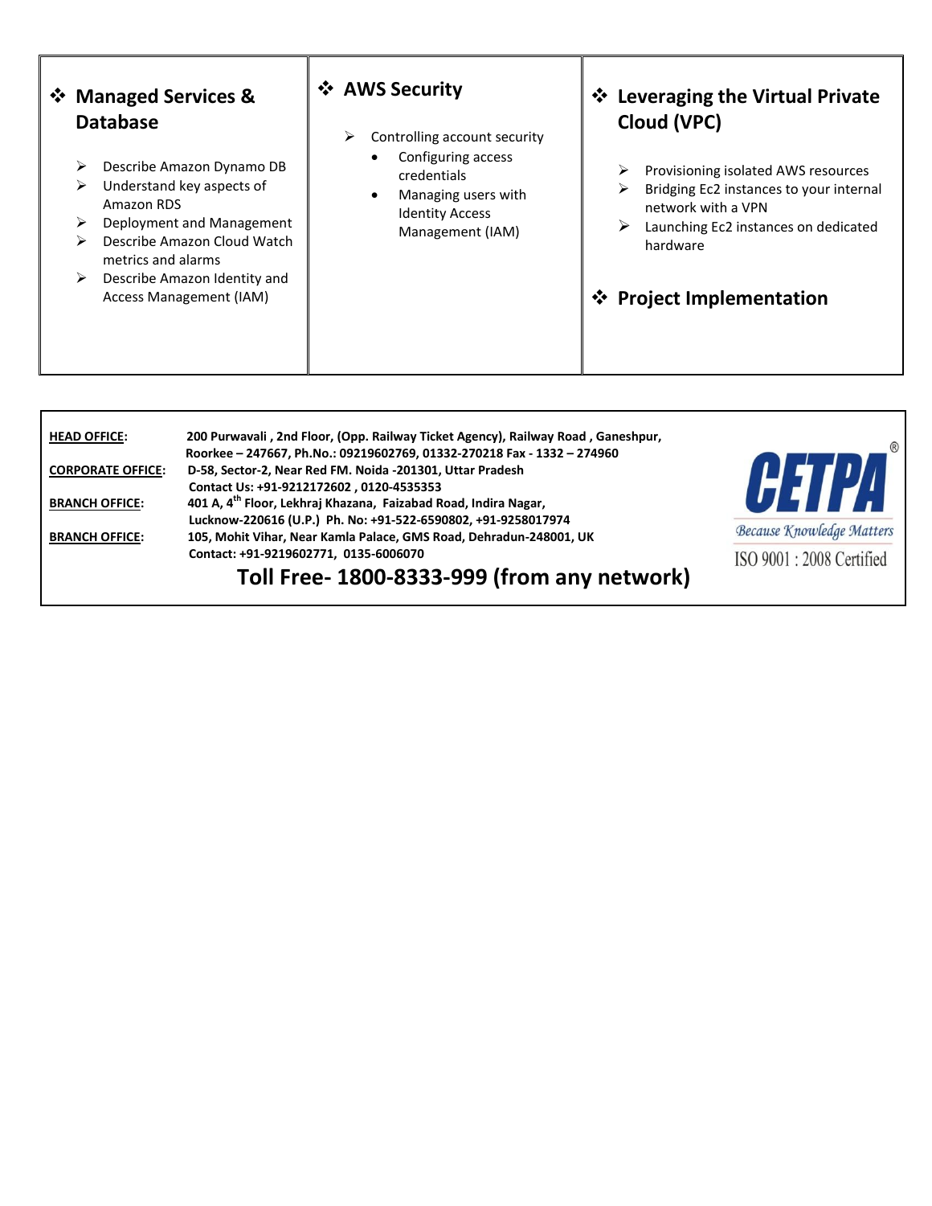## Managed Services & Database

- Describe Amazon Dynamo DB
- Understand key aspects of Amazon RDS
- Deployment and Management
- Describe Amazon Cloud Watch metrics and alarms
- Describe Amazon Identity and Access Management (IAM)

## AWS Security

- Controlling account security
  - Configuring access credentials
  - Managing users with Identity Access Management (IAM)

## Leveraging the Virtual Private Cloud (VPC)

- Provisioning isolated AWS resources
- Bridging Ec2 instances to your internal network with a VPN
- Launching Ec2 instances on dedicated hardware

## Project Implementation

**HEAD OFFICE:** **200 Purwavali , 2nd Floor, (Opp. Railway Ticket Agency), Railway Road , Ganeshpur, Roorkee – 247667, Ph.No.: 09219602769, 01332-270218 Fax - 1332 – 274960**

**CORPORATE OFFICE:** **D-58, Sector-2, Near Red FM. Noida -201301, Uttar Pradesh Contact Us: +91-9212172602 , 0120-4535353**

**BRANCH OFFICE:** **401 A, 4th Floor, Lekhraj Khazana, Faizabad Road, Indira Nagar, Lucknow-220616 (U.P.) Ph. No: +91-522-6590802, +91-9258017974**

**BRANCH OFFICE:** **105, Mohit Vihar, Near Kamla Palace, GMS Road, Dehradun-248001, UK Contact: +91-9219602771, 0135-6006070**

**Toll Free- 1800-8333-999 (from any network)**

CETPA®
Because Knowledge Matters
ISO 9001 : 2008 Certified